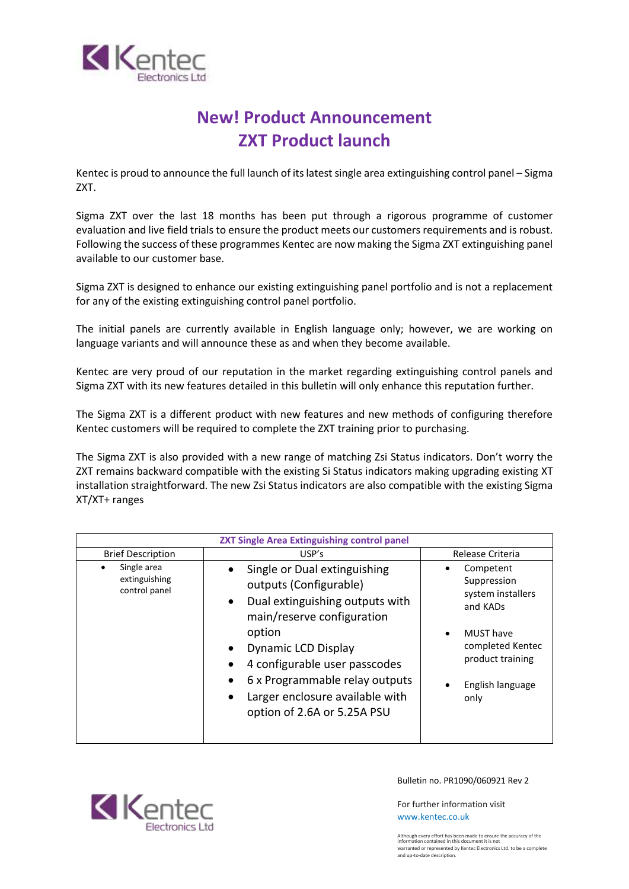# New! Product Announcement
# ZXT Product launch

Kentec is proud to announce the full launch of its latest single area extinguishing control panel – Sigma ZXT.

Sigma ZXT over the last 18 months has been put through a rigorous programme of customer evaluation and live field trials to ensure the product meets our customers requirements and is robust. Following the success of these programmes Kentec are now making the Sigma ZXT extinguishing panel available to our customer base.

Sigma ZXT is designed to enhance our existing extinguishing panel portfolio and is not a replacement for any of the existing extinguishing control panel portfolio.

The initial panels are currently available in English language only; however, we are working on language variants and will announce these as and when they become available.

Kentec are very proud of our reputation in the market regarding extinguishing control panels and Sigma ZXT with its new features detailed in this bulletin will only enhance this reputation further.

The Sigma ZXT is a different product with new features and new methods of configuring therefore Kentec customers will be required to complete the ZXT training prior to purchasing.

The Sigma ZXT is also provided with a new range of matching Zsi Status indicators. Don't worry the ZXT remains backward compatible with the existing Si Status indicators making upgrading existing XT installation straightforward. The new Zsi Status indicators are also compatible with the existing Sigma XT/XT+ ranges

| ZXT Single Area Extinguishing control panel | | |
|---|---|---|
| Brief Description | USP's | Release Criteria |
| • Single area extinguishing control panel | • Single or Dual extinguishing outputs (Configurable)<br>• Dual extinguishing outputs with main/reserve configuration option<br>• Dynamic LCD Display<br>• 4 configurable user passcodes<br>• 6 x Programmable relay outputs<br>• Larger enclosure available with option of 2.6A or 5.25A PSU | • Competent Suppression system installers and KADs<br>• MUST have completed Kentec product training<br>• English language only |

Bulletin no. PR1090/060921 Rev 2

For further information visit
www.kentec.co.uk

Although every effort has been made to ensure the accuracy of the information contained in this document it is not warranted or represented by Kentec Electronics Ltd. to be a complete and up-to-date description.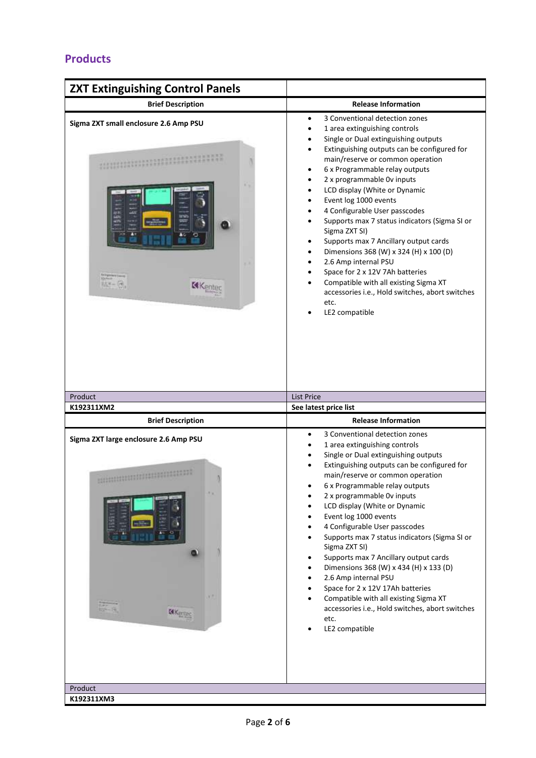## Products

| ZXT Extinguishing Control Panels | |
|---|---|
| **Brief Description** | **Release Information** |
| **Sigma ZXT small enclosure 2.6 Amp PSU** | • 3 Conventional detection zones<br>• 1 area extinguishing controls<br>• Single or Dual extinguishing outputs<br>• Extinguishing outputs can be configured for main/reserve or common operation<br>• 6 x Programmable relay outputs<br>• 2 x programmable 0v inputs<br>• LCD display (White or Dynamic<br>• Event log 1000 events<br>• 4 Configurable User passcodes<br>• Supports max 7 status indicators (Sigma SI or Sigma ZXT SI)<br>• Supports max 7 Ancillary output cards<br>• Dimensions 368 (W) x 324 (H) x 100 (D)<br>• 2.6 Amp internal PSU<br>• Space for 2 x 12V 7Ah batteries<br>• Compatible with all existing Sigma XT accessories i.e., Hold switches, abort switches etc.<br>• LE2 compatible |
| Product | List Price |
| **K192311XM2** | **See latest price list** |
| **Brief Description** | **Release Information** |
| **Sigma ZXT large enclosure 2.6 Amp PSU** | • 3 Conventional detection zones<br>• 1 area extinguishing controls<br>• Single or Dual extinguishing outputs<br>• Extinguishing outputs can be configured for main/reserve or common operation<br>• 6 x Programmable relay outputs<br>• 2 x programmable 0v inputs<br>• LCD display (White or Dynamic<br>• Event log 1000 events<br>• 4 Configurable User passcodes<br>• Supports max 7 status indicators (Sigma SI or Sigma ZXT SI)<br>• Supports max 7 Ancillary output cards<br>• Dimensions 368 (W) x 434 (H) x 133 (D)<br>• 2.6 Amp internal PSU<br>• Space for 2 x 12V 17Ah batteries<br>• Compatible with all existing Sigma XT accessories i.e., Hold switches, abort switches etc.<br>• LE2 compatible |
| Product | |
| **K192311XM3** | |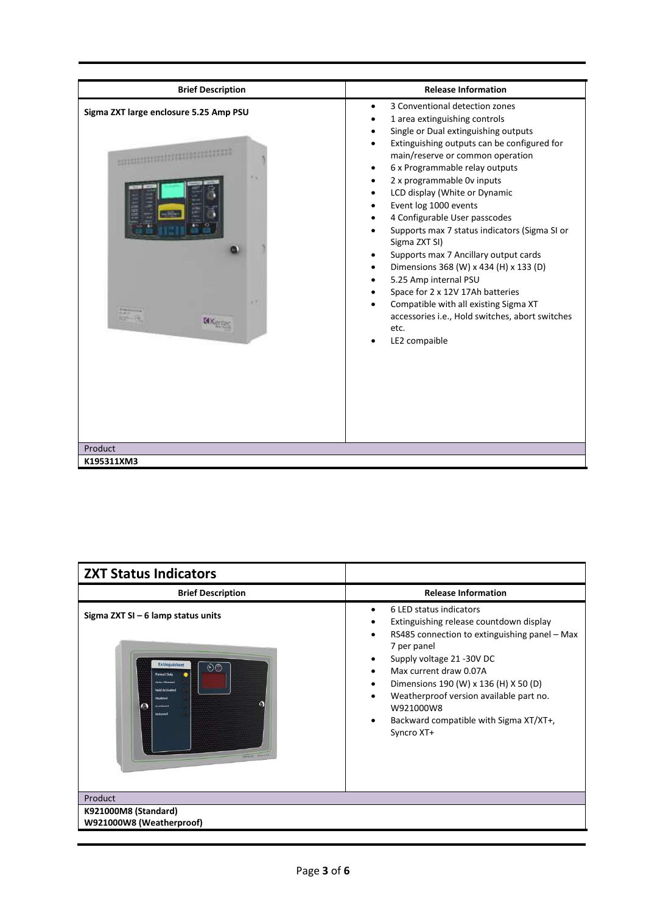| Brief Description | Release Information |
|---|---|
| **Sigma ZXT large enclosure 5.25 Amp PSU** | • 3 Conventional detection zones<br>• 1 area extinguishing controls<br>• Single or Dual extinguishing outputs<br>• Extinguishing outputs can be configured for main/reserve or common operation<br>• 6 x Programmable relay outputs<br>• 2 x programmable 0v inputs<br>• LCD display (White or Dynamic<br>• Event log 1000 events<br>• 4 Configurable User passcodes<br>• Supports max 7 status indicators (Sigma SI or Sigma ZXT SI)<br>• Supports max 7 Ancillary output cards<br>• Dimensions 368 (W) x 434 (H) x 133 (D)<br>• 5.25 Amp internal PSU<br>• Space for 2 x 12V 17Ah batteries<br>• Compatible with all existing Sigma XT accessories i.e., Hold switches, abort switches etc.<br>• LE2 compaible |
| Product | |
| **K195311XM3** | |

## ZXT Status Indicators

| Brief Description | Release Information |
|---|---|
| **Sigma ZXT SI – 6 lamp status units** | • 6 LED status indicators<br>• Extinguishing release countdown display<br>• RS485 connection to extinguishing panel – Max 7 per panel<br>• Supply voltage 21 -30V DC<br>• Max current draw 0.07A<br>• Dimensions 190 (W) x 136 (H) X 50 (D)<br>• Weatherproof version available part no. W921000W8<br>• Backward compatible with Sigma XT/XT+, Syncro XT+ |
| Product | |
| **K921000M8 (Standard)**<br>**W921000W8 (Weatherproof)** | |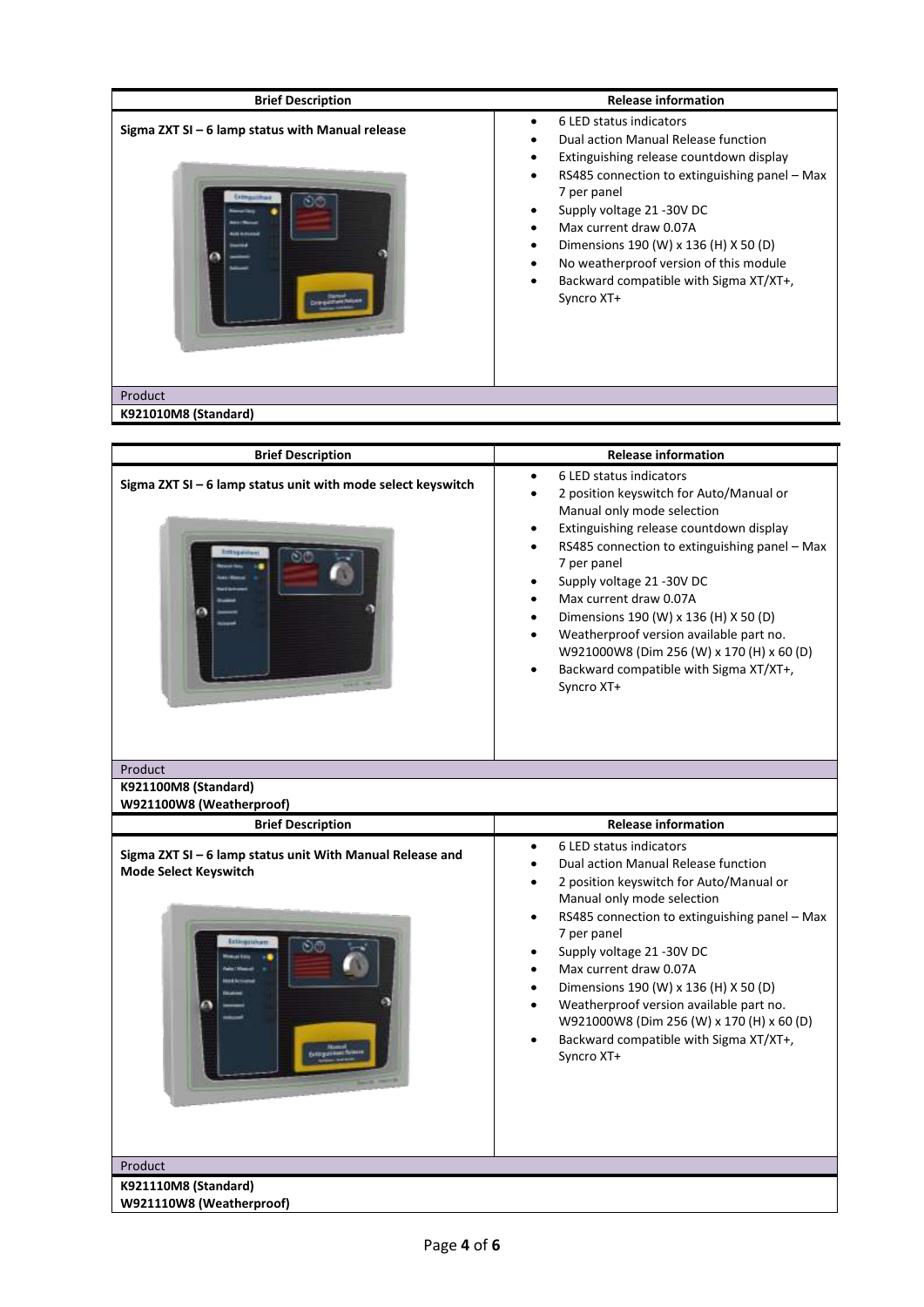| Brief Description | Release information |
|---|---|
| **Sigma ZXT SI – 6 lamp status with Manual release** | • 6 LED status indicators<br>• Dual action Manual Release function<br>• Extinguishing release countdown display<br>• RS485 connection to extinguishing panel – Max 7 per panel<br>• Supply voltage 21 -30V DC<br>• Max current draw 0.07A<br>• Dimensions 190 (W) x 136 (H) X 50 (D)<br>• No weatherproof version of this module<br>• Backward compatible with Sigma XT/XT+, Syncro XT+ |
| Product | |
| **K921010M8 (Standard)** | |

| Brief Description | Release information |
|---|---|
| **Sigma ZXT SI – 6 lamp status unit with mode select keyswitch** | • 6 LED status indicators<br>• 2 position keyswitch for Auto/Manual or Manual only mode selection<br>• Extinguishing release countdown display<br>• RS485 connection to extinguishing panel – Max 7 per panel<br>• Supply voltage 21 -30V DC<br>• Max current draw 0.07A<br>• Dimensions 190 (W) x 136 (H) X 50 (D)<br>• Weatherproof version available part no. W921000W8 (Dim 256 (W) x 170 (H) x 60 (D)<br>• Backward compatible with Sigma XT/XT+, Syncro XT+ |
| Product | |
| **K921100M8 (Standard)**<br>**W921100W8 (Weatherproof)** | |

| Brief Description | Release information |
|---|---|
| **Sigma ZXT SI – 6 lamp status unit With Manual Release and Mode Select Keyswitch** | • 6 LED status indicators<br>• Dual action Manual Release function<br>• 2 position keyswitch for Auto/Manual or Manual only mode selection<br>• RS485 connection to extinguishing panel – Max 7 per panel<br>• Supply voltage 21 -30V DC<br>• Max current draw 0.07A<br>• Dimensions 190 (W) x 136 (H) X 50 (D)<br>• Weatherproof version available part no. W921000W8 (Dim 256 (W) x 170 (H) x 60 (D)<br>• Backward compatible with Sigma XT/XT+, Syncro XT+ |
| Product | |
| **K921110M8 (Standard)**<br>**W921110W8 (Weatherproof)** | |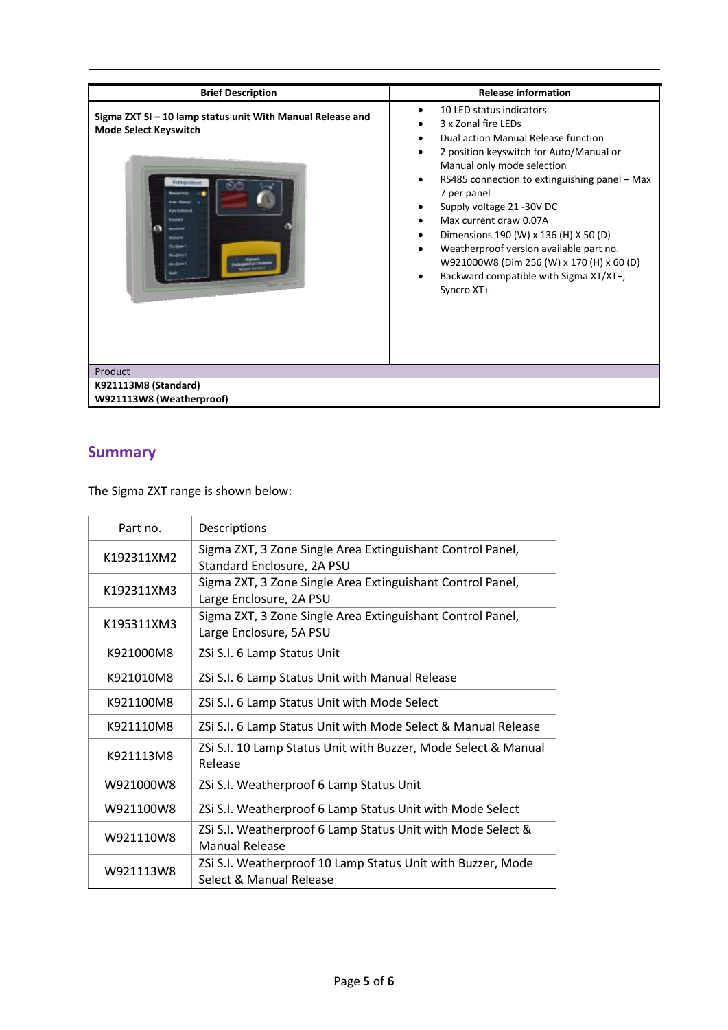| Brief Description | Release information |
|---|---|
| **Sigma ZXT SI – 10 lamp status unit With Manual Release and Mode Select Keyswitch** | • 10 LED status indicators<br>• 3 x Zonal fire LEDs<br>• Dual action Manual Release function<br>• 2 position keyswitch for Auto/Manual or Manual only mode selection<br>• RS485 connection to extinguishing panel – Max 7 per panel<br>• Supply voltage 21 -30V DC<br>• Max current draw 0.07A<br>• Dimensions 190 (W) x 136 (H) X 50 (D)<br>• Weatherproof version available part no. W921000W8 (Dim 256 (W) x 170 (H) x 60 (D)<br>• Backward compatible with Sigma XT/XT+, Syncro XT+ |
| Product | |
| **K921113M8 (Standard)**<br>**W921113W8 (Weatherproof)** | |

## Summary

The Sigma ZXT range is shown below:

| Part no. | Descriptions |
|---|---|
| K192311XM2 | Sigma ZXT, 3 Zone Single Area Extinguishant Control Panel, Standard Enclosure, 2A PSU |
| K192311XM3 | Sigma ZXT, 3 Zone Single Area Extinguishant Control Panel, Large Enclosure, 2A PSU |
| K195311XM3 | Sigma ZXT, 3 Zone Single Area Extinguishant Control Panel, Large Enclosure, 5A PSU |
| K921000M8 | ZSi S.I. 6 Lamp Status Unit |
| K921010M8 | ZSi S.I. 6 Lamp Status Unit with Manual Release |
| K921100M8 | ZSi S.I. 6 Lamp Status Unit with Mode Select |
| K921110M8 | ZSi S.I. 6 Lamp Status Unit with Mode Select & Manual Release |
| K921113M8 | ZSi S.I. 10 Lamp Status Unit with Buzzer, Mode Select & Manual Release |
| W921000W8 | ZSi S.I. Weatherproof 6 Lamp Status Unit |
| W921100W8 | ZSi S.I. Weatherproof 6 Lamp Status Unit with Mode Select |
| W921110W8 | ZSi S.I. Weatherproof 6 Lamp Status Unit with Mode Select & Manual Release |
| W921113W8 | ZSi S.I. Weatherproof 10 Lamp Status Unit with Buzzer, Mode Select & Manual Release |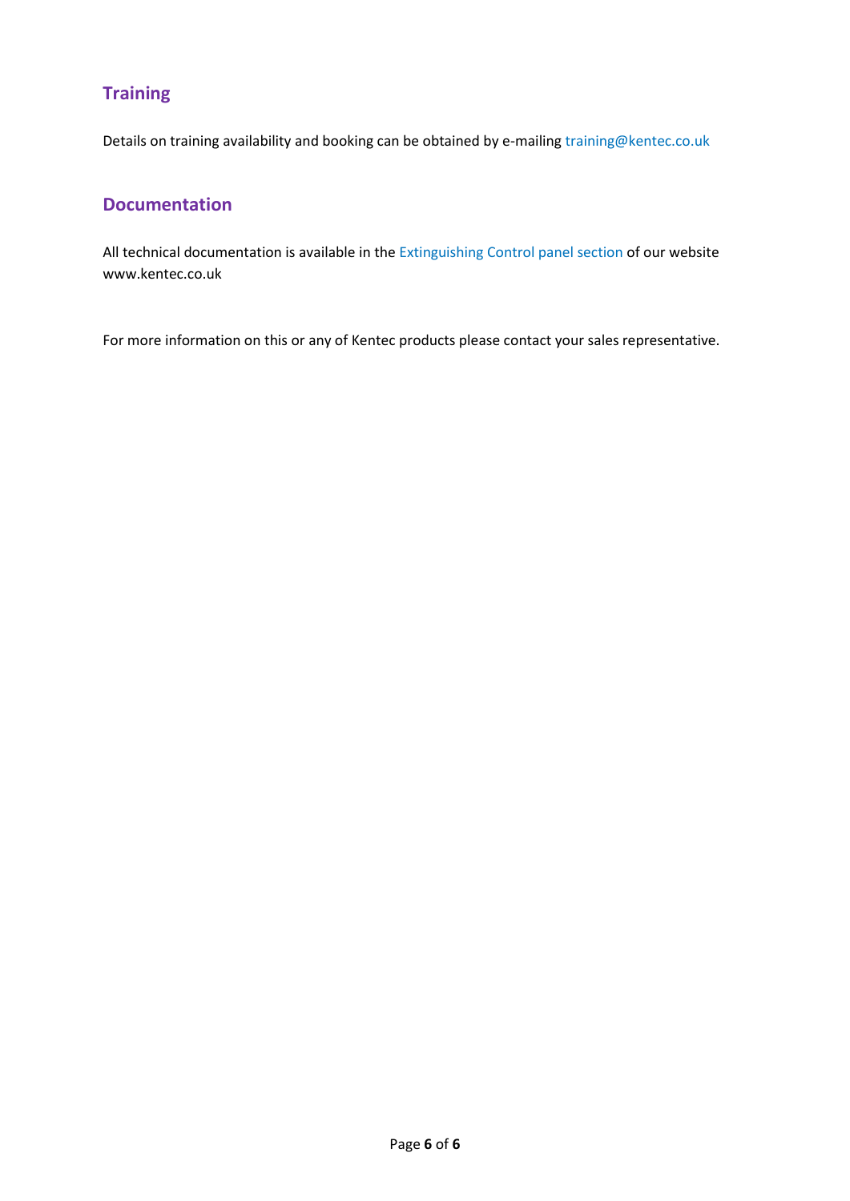## Training

Details on training availability and booking can be obtained by e-mailing training@kentec.co.uk

## Documentation

All technical documentation is available in the Extinguishing Control panel section of our website www.kentec.co.uk

For more information on this or any of Kentec products please contact your sales representative.